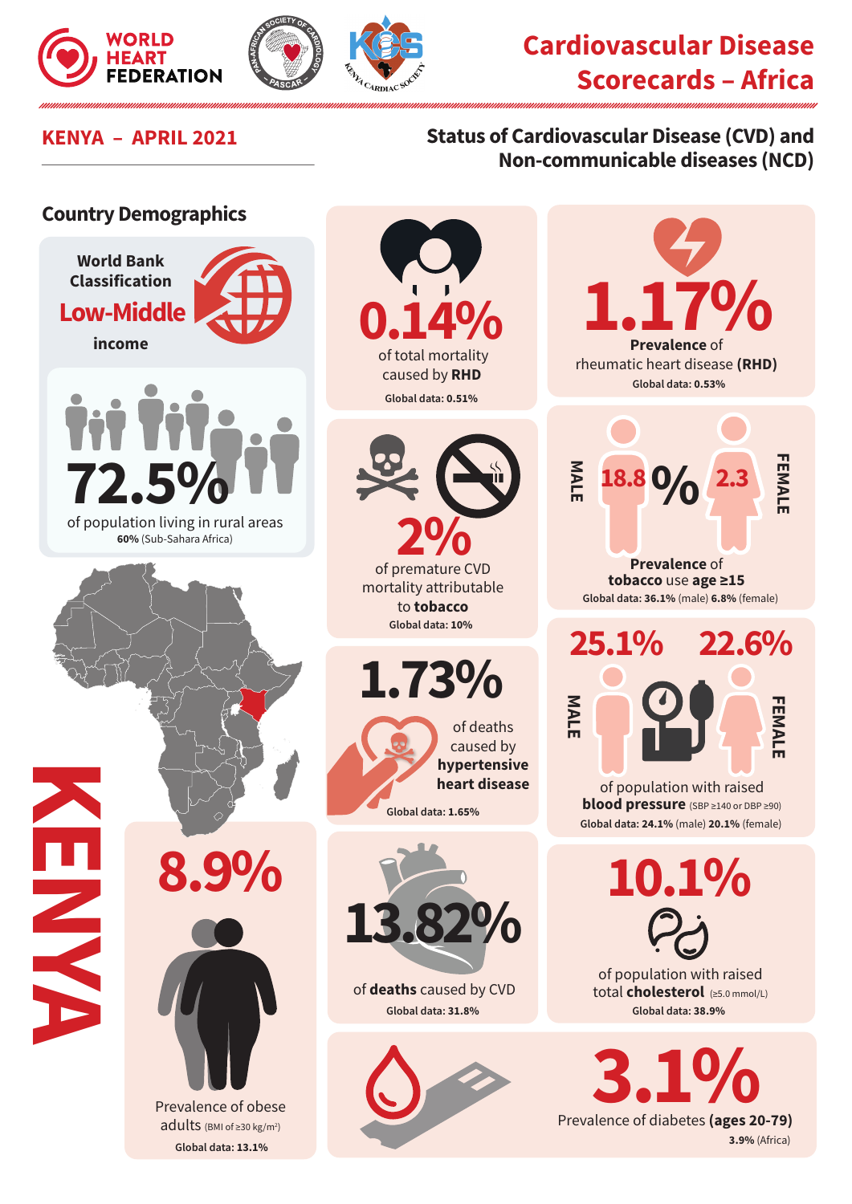# Cardiovascular Disease Scorecards – Africa

World Heart Federation

## KENYA – APRIL 2021

## Status of Cardiovascular Disease (CVD) and Non-communicable diseases (NCD)

### Country Demographics

World Bank Classification
**Low-Middle income**

**72.5%** of population living in rural areas
**60%** (Sub-Sahara Africa)

**KENYA**

**0.14%** of total mortality caused by **RHD**
**Global data: 0.51%**

**1.17%** **Prevalence** of rheumatic heart disease **(RHD)**
**Global data: 0.53%**

**2%** of premature CVD mortality attributable to **tobacco**
**Global data: 10%**

MALE **18.8%** / FEMALE **2.3%**
**Prevalence** of **tobacco** use **age ≥15**
**Global data: 36.1%** (male) **6.8%** (female)

**1.73%** of deaths caused by **hypertensive heart disease**
**Global data: 1.65%**

MALE **25.1%** / FEMALE **22.6%**
of population with raised **blood pressure** (SBP ≥140 or DBP ≥90)
**Global data: 24.1%** (male) **20.1%** (female)

**8.9%** Prevalence of obese adults (BMI of ≥30 kg/m²)
**Global data: 13.1%**

**13.82%** of **deaths** caused by CVD
**Global data: 31.8%**

**10.1%** of population with raised total **cholesterol** (≥5.0 mmol/L)
**Global data: 38.9%**

**3.1%** Prevalence of diabetes **(ages 20-79)**
**3.9%** (Africa)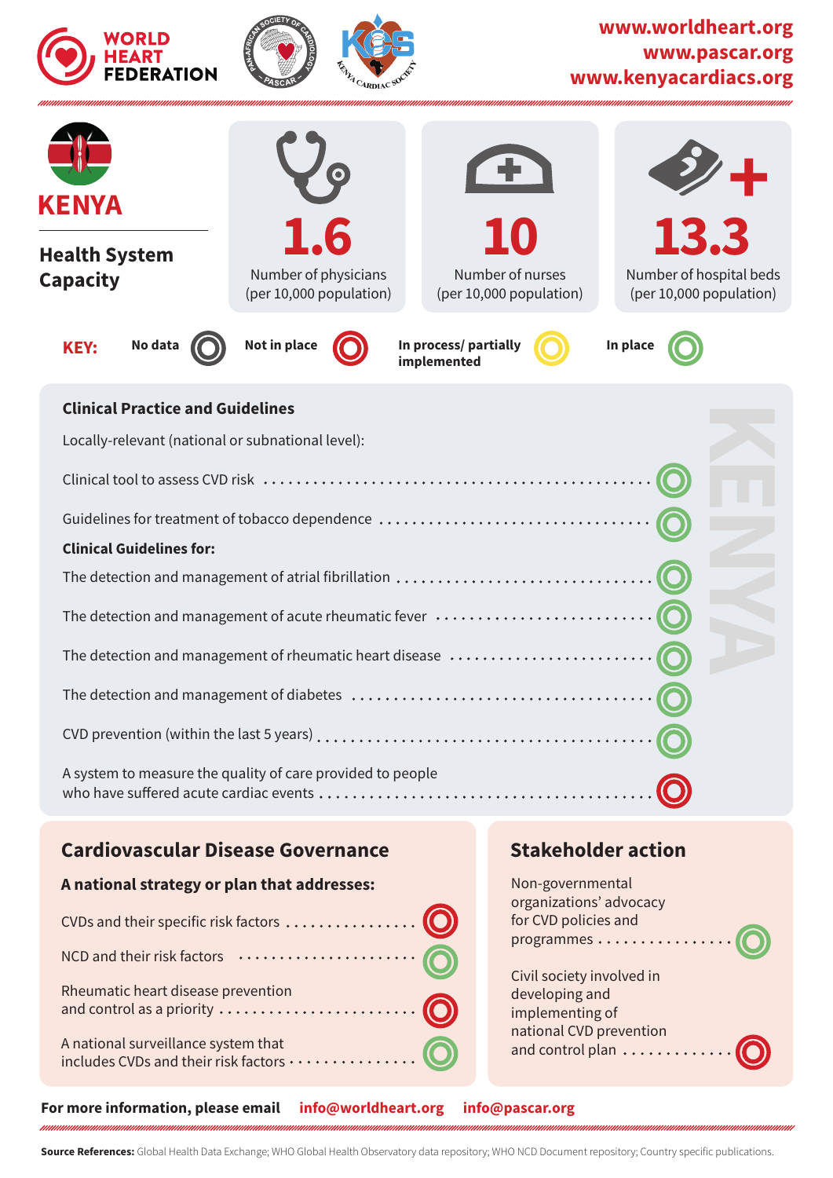WORLD HEART FEDERATION

www.worldheart.org
www.pascar.org
www.kenyacardiacs.org

# KENYA

## Health System Capacity

**1.6**
Number of physicians (per 10,000 population)

**10**
Number of nurses (per 10,000 population)

**13.3**
Number of hospital beds (per 10,000 population)

**KEY:** No data | Not in place | In process/ partially implemented | In place

## Clinical Practice and Guidelines

Locally-relevant (national or subnational level):

| Item | Status |
|---|---|
| Clinical tool to assess CVD risk | In place |
| Guidelines for treatment of tobacco dependence | In place |
| **Clinical Guidelines for:** | |
| The detection and management of atrial fibrillation | In place |
| The detection and management of acute rheumatic fever | In place |
| The detection and management of rheumatic heart disease | In place |
| The detection and management of diabetes | In place |
| CVD prevention (within the last 5 years) | In place |
| A system to measure the quality of care provided to people who have suffered acute cardiac events | Not in place |

## Cardiovascular Disease Governance

**A national strategy or plan that addresses:**

| Item | Status |
|---|---|
| CVDs and their specific risk factors | Not in place |
| NCD and their risk factors | In place |
| Rheumatic heart disease prevention and control as a priority | Not in place |
| A national surveillance system that includes CVDs and their risk factors | In place |

## Stakeholder action

| Item | Status |
|---|---|
| Non-governmental organizations' advocacy for CVD policies and programmes | In place |
| Civil society involved in developing and implementing of national CVD prevention and control plan | Not in place |

**For more information, please email** info@worldheart.org info@pascar.org

**Source References:** Global Health Data Exchange; WHO Global Health Observatory data repository; WHO NCD Document repository; Country specific publications.